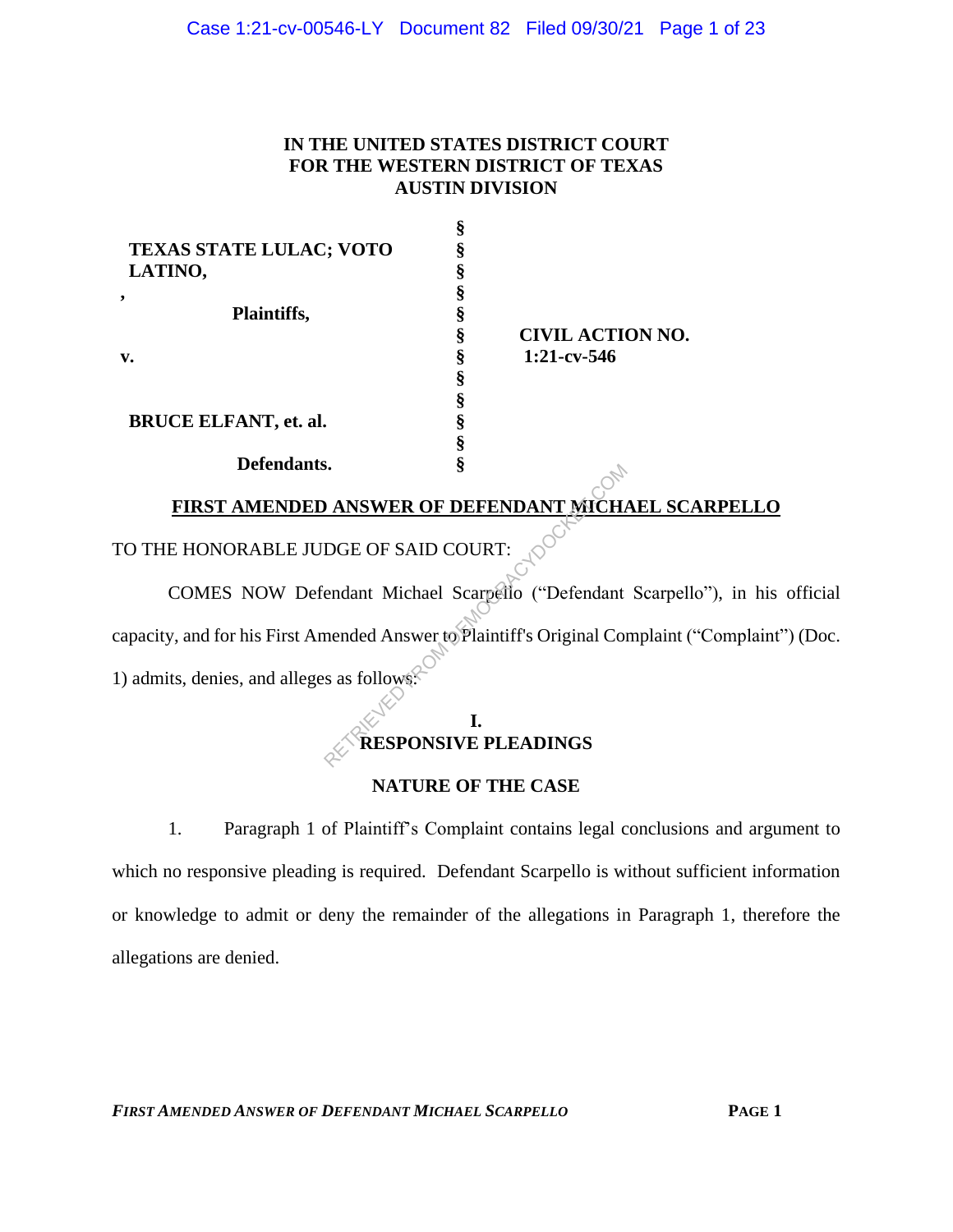**IN THE UNITED STATES DISTRICT COURT**
**FOR THE WESTERN DISTRICT OF TEXAS**
**AUSTIN DIVISION**

| | | |
|---|---|---|
| **TEXAS STATE LULAC; VOTO LATINO,** | § | |
| **,** | § | |
| **Plaintiffs,** | § | |
| | § | **CIVIL ACTION NO.** |
| **v.** | § | **1:21-cv-546** |
| | § | |
| | § | |
| **BRUCE ELFANT, et. al.** | § | |
| | § | |
| **Defendants.** | § | |

**FIRST AMENDED ANSWER OF DEFENDANT MICHAEL SCARPELLO**

TO THE HONORABLE JUDGE OF SAID COURT:

COMES NOW Defendant Michael Scarpello ("Defendant Scarpello"), in his official capacity, and for his First Amended Answer to Plaintiff's Original Complaint ("Complaint") (Doc. 1) admits, denies, and alleges as follows:

## I.
## RESPONSIVE PLEADINGS

### NATURE OF THE CASE

1. Paragraph 1 of Plaintiff's Complaint contains legal conclusions and argument to which no responsive pleading is required. Defendant Scarpello is without sufficient information or knowledge to admit or deny the remainder of the allegations in Paragraph 1, therefore the allegations are denied.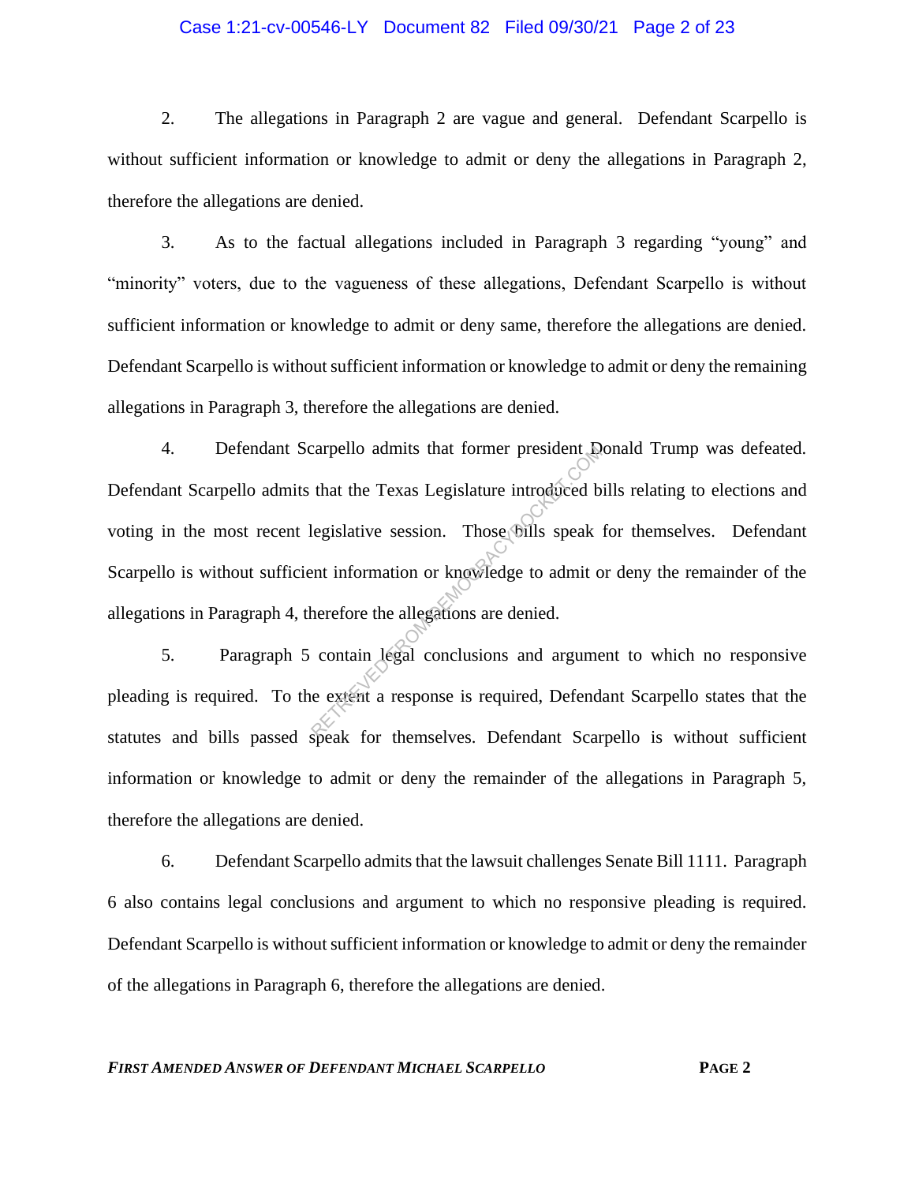2. The allegations in Paragraph 2 are vague and general. Defendant Scarpello is without sufficient information or knowledge to admit or deny the allegations in Paragraph 2, therefore the allegations are denied.

3. As to the factual allegations included in Paragraph 3 regarding "young" and "minority" voters, due to the vagueness of these allegations, Defendant Scarpello is without sufficient information or knowledge to admit or deny same, therefore the allegations are denied. Defendant Scarpello is without sufficient information or knowledge to admit or deny the remaining allegations in Paragraph 3, therefore the allegations are denied.

4. Defendant Scarpello admits that former president Donald Trump was defeated. Defendant Scarpello admits that the Texas Legislature introduced bills relating to elections and voting in the most recent legislative session. Those bills speak for themselves. Defendant Scarpello is without sufficient information or knowledge to admit or deny the remainder of the allegations in Paragraph 4, therefore the allegations are denied.

5. Paragraph 5 contain legal conclusions and argument to which no responsive pleading is required. To the extent a response is required, Defendant Scarpello states that the statutes and bills passed speak for themselves. Defendant Scarpello is without sufficient information or knowledge to admit or deny the remainder of the allegations in Paragraph 5, therefore the allegations are denied.

6. Defendant Scarpello admits that the lawsuit challenges Senate Bill 1111. Paragraph 6 also contains legal conclusions and argument to which no responsive pleading is required. Defendant Scarpello is without sufficient information or knowledge to admit or deny the remainder of the allegations in Paragraph 6, therefore the allegations are denied.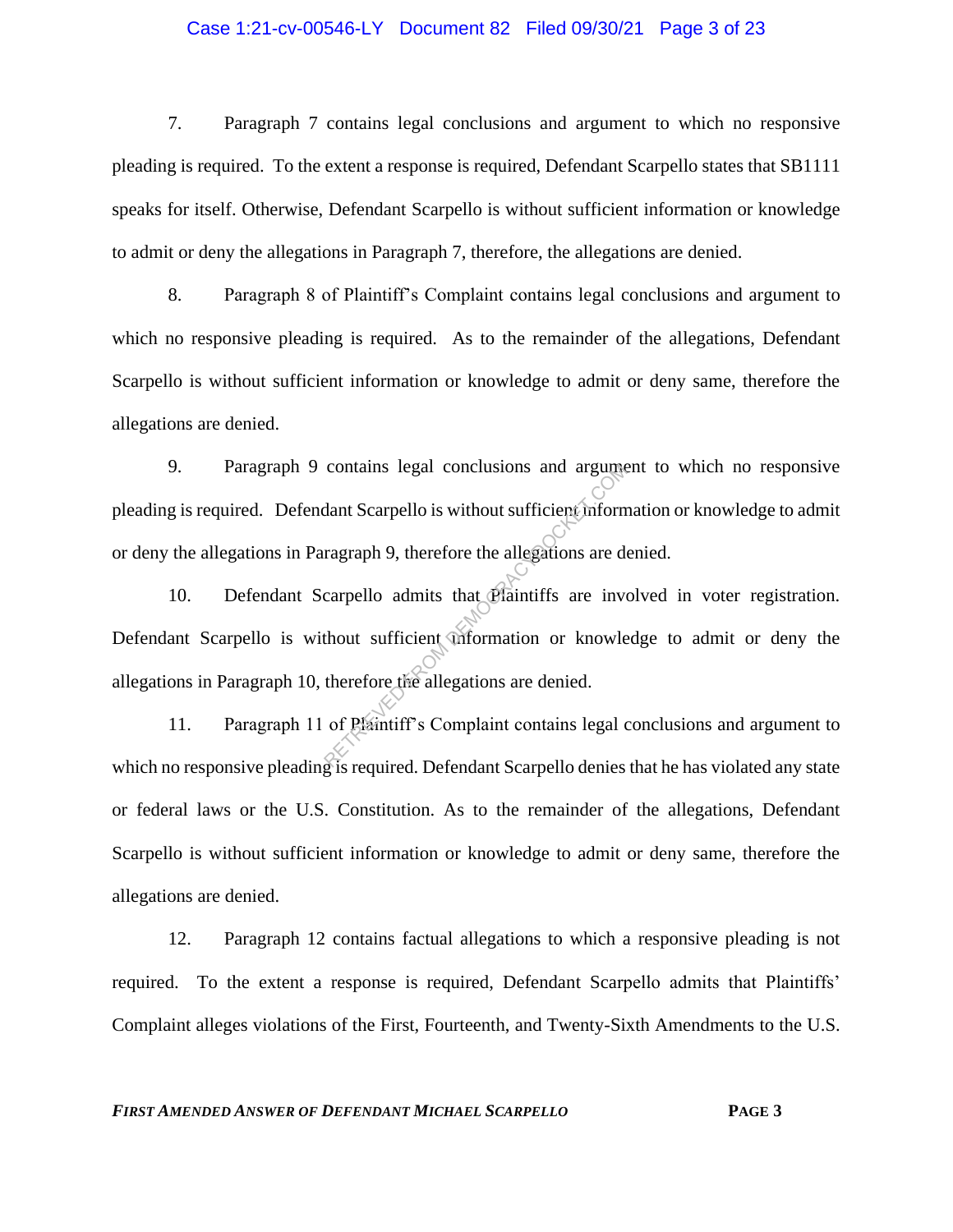7. Paragraph 7 contains legal conclusions and argument to which no responsive pleading is required. To the extent a response is required, Defendant Scarpello states that SB1111 speaks for itself. Otherwise, Defendant Scarpello is without sufficient information or knowledge to admit or deny the allegations in Paragraph 7, therefore, the allegations are denied.

8. Paragraph 8 of Plaintiff's Complaint contains legal conclusions and argument to which no responsive pleading is required. As to the remainder of the allegations, Defendant Scarpello is without sufficient information or knowledge to admit or deny same, therefore the allegations are denied.

9. Paragraph 9 contains legal conclusions and argument to which no responsive pleading is required. Defendant Scarpello is without sufficient information or knowledge to admit or deny the allegations in Paragraph 9, therefore the allegations are denied.

10. Defendant Scarpello admits that Plaintiffs are involved in voter registration. Defendant Scarpello is without sufficient information or knowledge to admit or deny the allegations in Paragraph 10, therefore the allegations are denied.

11. Paragraph 11 of Plaintiff's Complaint contains legal conclusions and argument to which no responsive pleading is required. Defendant Scarpello denies that he has violated any state or federal laws or the U.S. Constitution. As to the remainder of the allegations, Defendant Scarpello is without sufficient information or knowledge to admit or deny same, therefore the allegations are denied.

12. Paragraph 12 contains factual allegations to which a responsive pleading is not required. To the extent a response is required, Defendant Scarpello admits that Plaintiffs' Complaint alleges violations of the First, Fourteenth, and Twenty-Sixth Amendments to the U.S.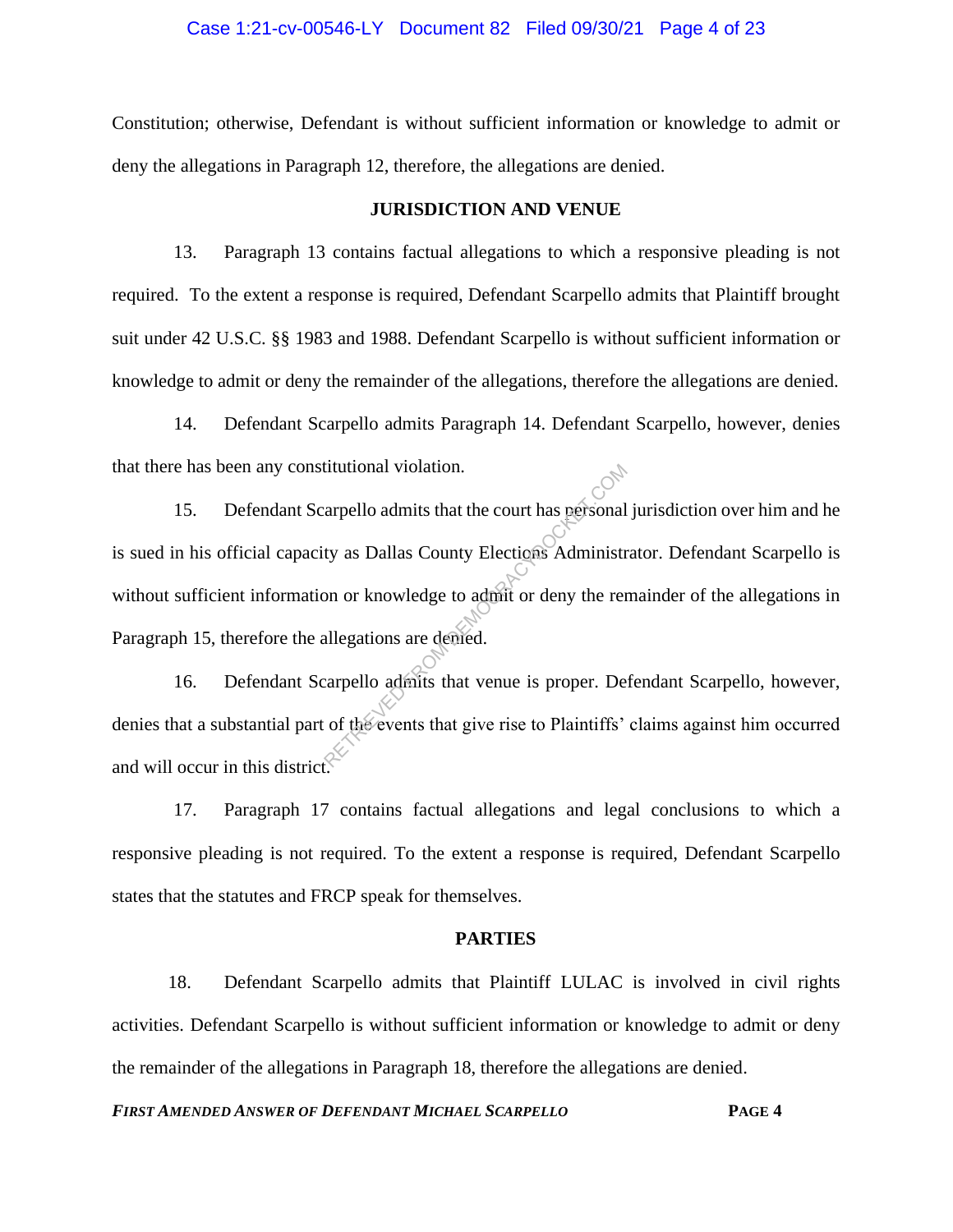Constitution; otherwise, Defendant is without sufficient information or knowledge to admit or deny the allegations in Paragraph 12, therefore, the allegations are denied.

## JURISDICTION AND VENUE

13. Paragraph 13 contains factual allegations to which a responsive pleading is not required. To the extent a response is required, Defendant Scarpello admits that Plaintiff brought suit under 42 U.S.C. §§ 1983 and 1988. Defendant Scarpello is without sufficient information or knowledge to admit or deny the remainder of the allegations, therefore the allegations are denied.

14. Defendant Scarpello admits Paragraph 14. Defendant Scarpello, however, denies that there has been any constitutional violation.

15. Defendant Scarpello admits that the court has personal jurisdiction over him and he is sued in his official capacity as Dallas County Elections Administrator. Defendant Scarpello is without sufficient information or knowledge to admit or deny the remainder of the allegations in Paragraph 15, therefore the allegations are denied.

16. Defendant Scarpello admits that venue is proper. Defendant Scarpello, however, denies that a substantial part of the events that give rise to Plaintiffs' claims against him occurred and will occur in this district.

17. Paragraph 17 contains factual allegations and legal conclusions to which a responsive pleading is not required. To the extent a response is required, Defendant Scarpello states that the statutes and FRCP speak for themselves.

## PARTIES

18. Defendant Scarpello admits that Plaintiff LULAC is involved in civil rights activities. Defendant Scarpello is without sufficient information or knowledge to admit or deny the remainder of the allegations in Paragraph 18, therefore the allegations are denied.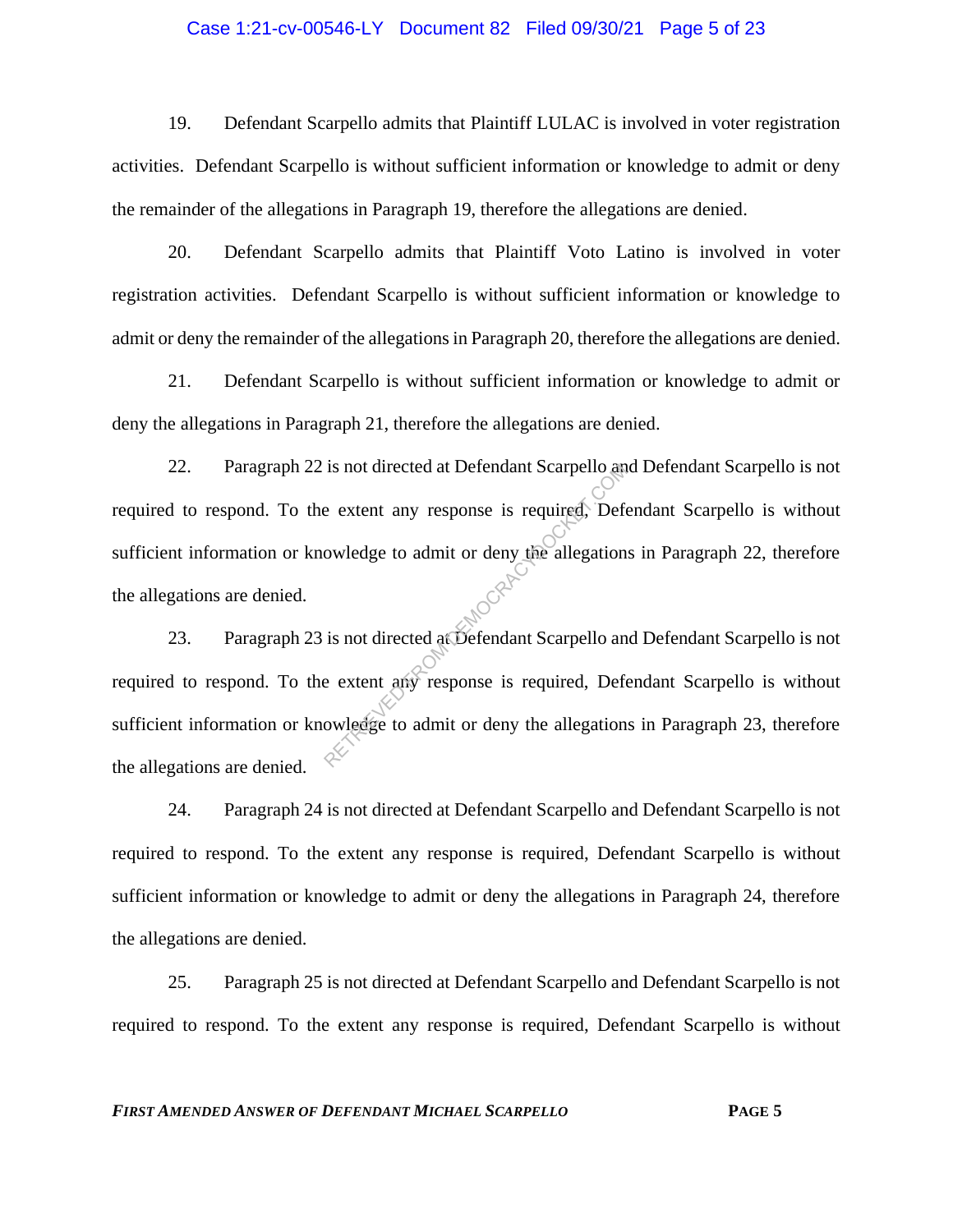19. Defendant Scarpello admits that Plaintiff LULAC is involved in voter registration activities. Defendant Scarpello is without sufficient information or knowledge to admit or deny the remainder of the allegations in Paragraph 19, therefore the allegations are denied.

20. Defendant Scarpello admits that Plaintiff Voto Latino is involved in voter registration activities. Defendant Scarpello is without sufficient information or knowledge to admit or deny the remainder of the allegations in Paragraph 20, therefore the allegations are denied.

21. Defendant Scarpello is without sufficient information or knowledge to admit or deny the allegations in Paragraph 21, therefore the allegations are denied.

22. Paragraph 22 is not directed at Defendant Scarpello and Defendant Scarpello is not required to respond. To the extent any response is required, Defendant Scarpello is without sufficient information or knowledge to admit or deny the allegations in Paragraph 22, therefore the allegations are denied.

23. Paragraph 23 is not directed at Defendant Scarpello and Defendant Scarpello is not required to respond. To the extent any response is required, Defendant Scarpello is without sufficient information or knowledge to admit or deny the allegations in Paragraph 23, therefore the allegations are denied.

24. Paragraph 24 is not directed at Defendant Scarpello and Defendant Scarpello is not required to respond. To the extent any response is required, Defendant Scarpello is without sufficient information or knowledge to admit or deny the allegations in Paragraph 24, therefore the allegations are denied.

25. Paragraph 25 is not directed at Defendant Scarpello and Defendant Scarpello is not required to respond. To the extent any response is required, Defendant Scarpello is without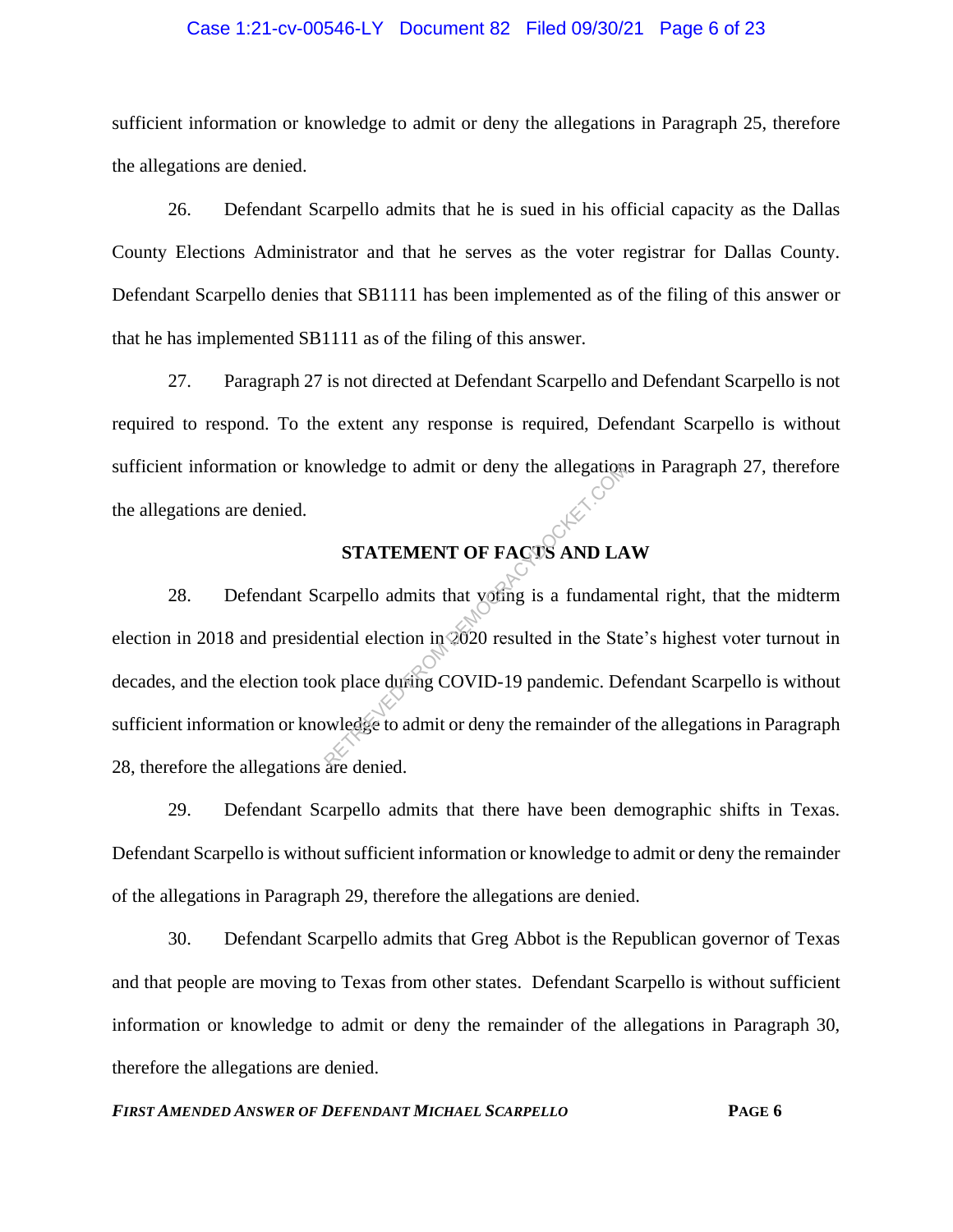sufficient information or knowledge to admit or deny the allegations in Paragraph 25, therefore the allegations are denied.

26. Defendant Scarpello admits that he is sued in his official capacity as the Dallas County Elections Administrator and that he serves as the voter registrar for Dallas County. Defendant Scarpello denies that SB1111 has been implemented as of the filing of this answer or that he has implemented SB1111 as of the filing of this answer.

27. Paragraph 27 is not directed at Defendant Scarpello and Defendant Scarpello is not required to respond. To the extent any response is required, Defendant Scarpello is without sufficient information or knowledge to admit or deny the allegations in Paragraph 27, therefore the allegations are denied.

## STATEMENT OF FACTS AND LAW

28. Defendant Scarpello admits that voting is a fundamental right, that the midterm election in 2018 and presidential election in 2020 resulted in the State's highest voter turnout in decades, and the election took place during COVID-19 pandemic. Defendant Scarpello is without sufficient information or knowledge to admit or deny the remainder of the allegations in Paragraph 28, therefore the allegations are denied.

29. Defendant Scarpello admits that there have been demographic shifts in Texas. Defendant Scarpello is without sufficient information or knowledge to admit or deny the remainder of the allegations in Paragraph 29, therefore the allegations are denied.

30. Defendant Scarpello admits that Greg Abbot is the Republican governor of Texas and that people are moving to Texas from other states. Defendant Scarpello is without sufficient information or knowledge to admit or deny the remainder of the allegations in Paragraph 30, therefore the allegations are denied.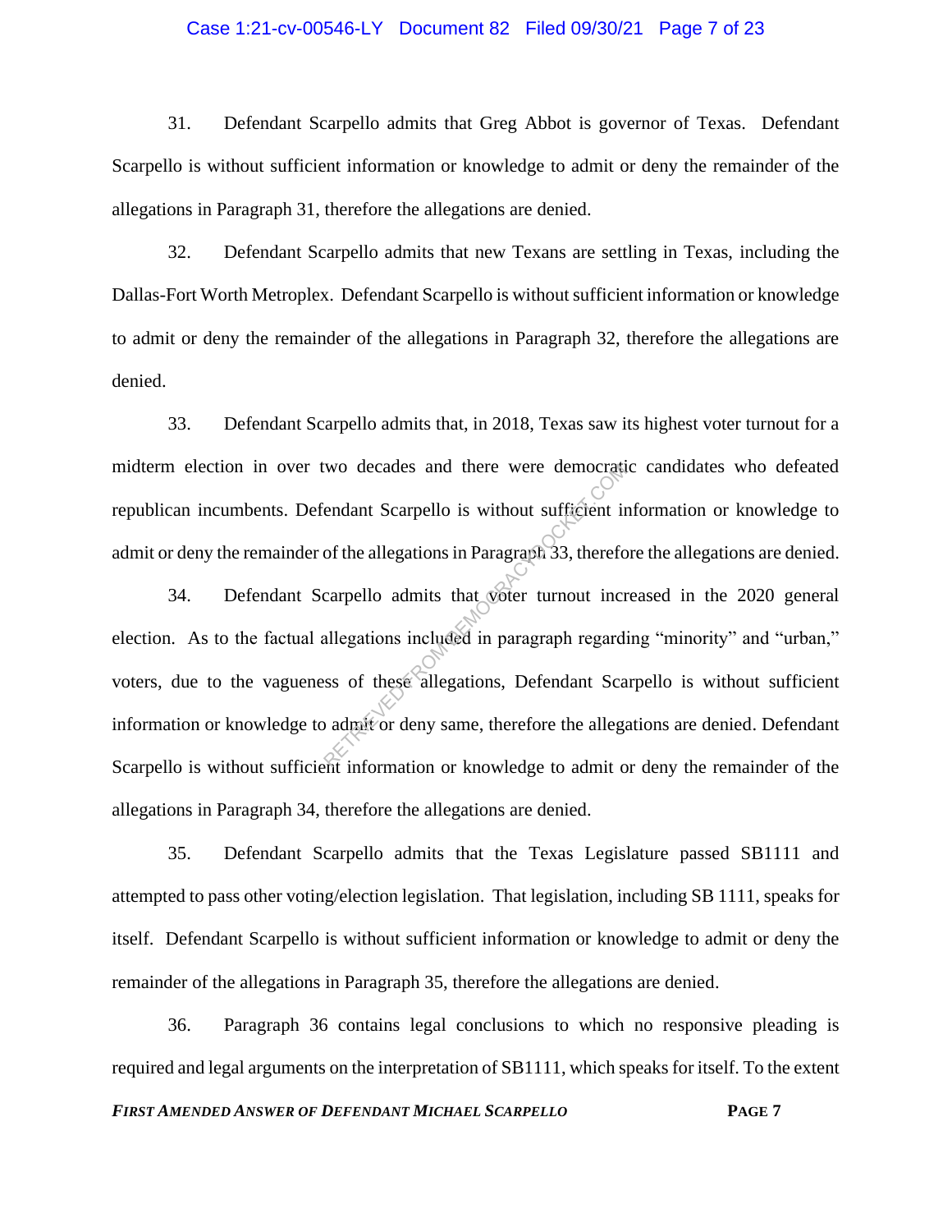31. Defendant Scarpello admits that Greg Abbot is governor of Texas. Defendant Scarpello is without sufficient information or knowledge to admit or deny the remainder of the allegations in Paragraph 31, therefore the allegations are denied.

32. Defendant Scarpello admits that new Texans are settling in Texas, including the Dallas-Fort Worth Metroplex. Defendant Scarpello is without sufficient information or knowledge to admit or deny the remainder of the allegations in Paragraph 32, therefore the allegations are denied.

33. Defendant Scarpello admits that, in 2018, Texas saw its highest voter turnout for a midterm election in over two decades and there were democratic candidates who defeated republican incumbents. Defendant Scarpello is without sufficient information or knowledge to admit or deny the remainder of the allegations in Paragraph 33, therefore the allegations are denied.

34. Defendant Scarpello admits that voter turnout increased in the 2020 general election. As to the factual allegations included in paragraph regarding "minority" and "urban," voters, due to the vagueness of these allegations, Defendant Scarpello is without sufficient information or knowledge to admit or deny same, therefore the allegations are denied. Defendant Scarpello is without sufficient information or knowledge to admit or deny the remainder of the allegations in Paragraph 34, therefore the allegations are denied.

35. Defendant Scarpello admits that the Texas Legislature passed SB1111 and attempted to pass other voting/election legislation. That legislation, including SB 1111, speaks for itself. Defendant Scarpello is without sufficient information or knowledge to admit or deny the remainder of the allegations in Paragraph 35, therefore the allegations are denied.

36. Paragraph 36 contains legal conclusions to which no responsive pleading is required and legal arguments on the interpretation of SB1111, which speaks for itself. To the extent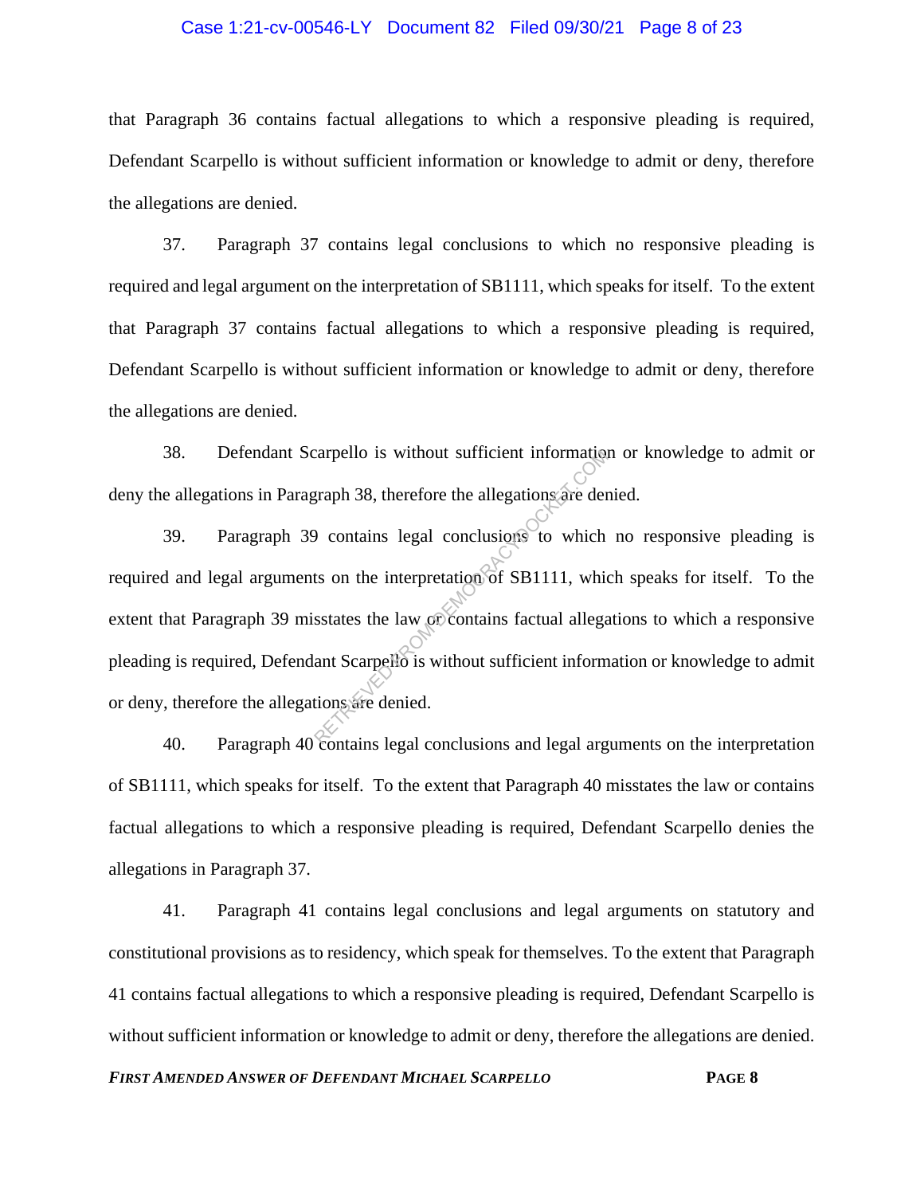that Paragraph 36 contains factual allegations to which a responsive pleading is required, Defendant Scarpello is without sufficient information or knowledge to admit or deny, therefore the allegations are denied.

37. Paragraph 37 contains legal conclusions to which no responsive pleading is required and legal argument on the interpretation of SB1111, which speaks for itself. To the extent that Paragraph 37 contains factual allegations to which a responsive pleading is required, Defendant Scarpello is without sufficient information or knowledge to admit or deny, therefore the allegations are denied.

38. Defendant Scarpello is without sufficient information or knowledge to admit or deny the allegations in Paragraph 38, therefore the allegations are denied.

39. Paragraph 39 contains legal conclusions to which no responsive pleading is required and legal arguments on the interpretation of SB1111, which speaks for itself. To the extent that Paragraph 39 misstates the law or contains factual allegations to which a responsive pleading is required, Defendant Scarpello is without sufficient information or knowledge to admit or deny, therefore the allegations are denied.

40. Paragraph 40 contains legal conclusions and legal arguments on the interpretation of SB1111, which speaks for itself. To the extent that Paragraph 40 misstates the law or contains factual allegations to which a responsive pleading is required, Defendant Scarpello denies the allegations in Paragraph 37.

41. Paragraph 41 contains legal conclusions and legal arguments on statutory and constitutional provisions as to residency, which speak for themselves. To the extent that Paragraph 41 contains factual allegations to which a responsive pleading is required, Defendant Scarpello is without sufficient information or knowledge to admit or deny, therefore the allegations are denied.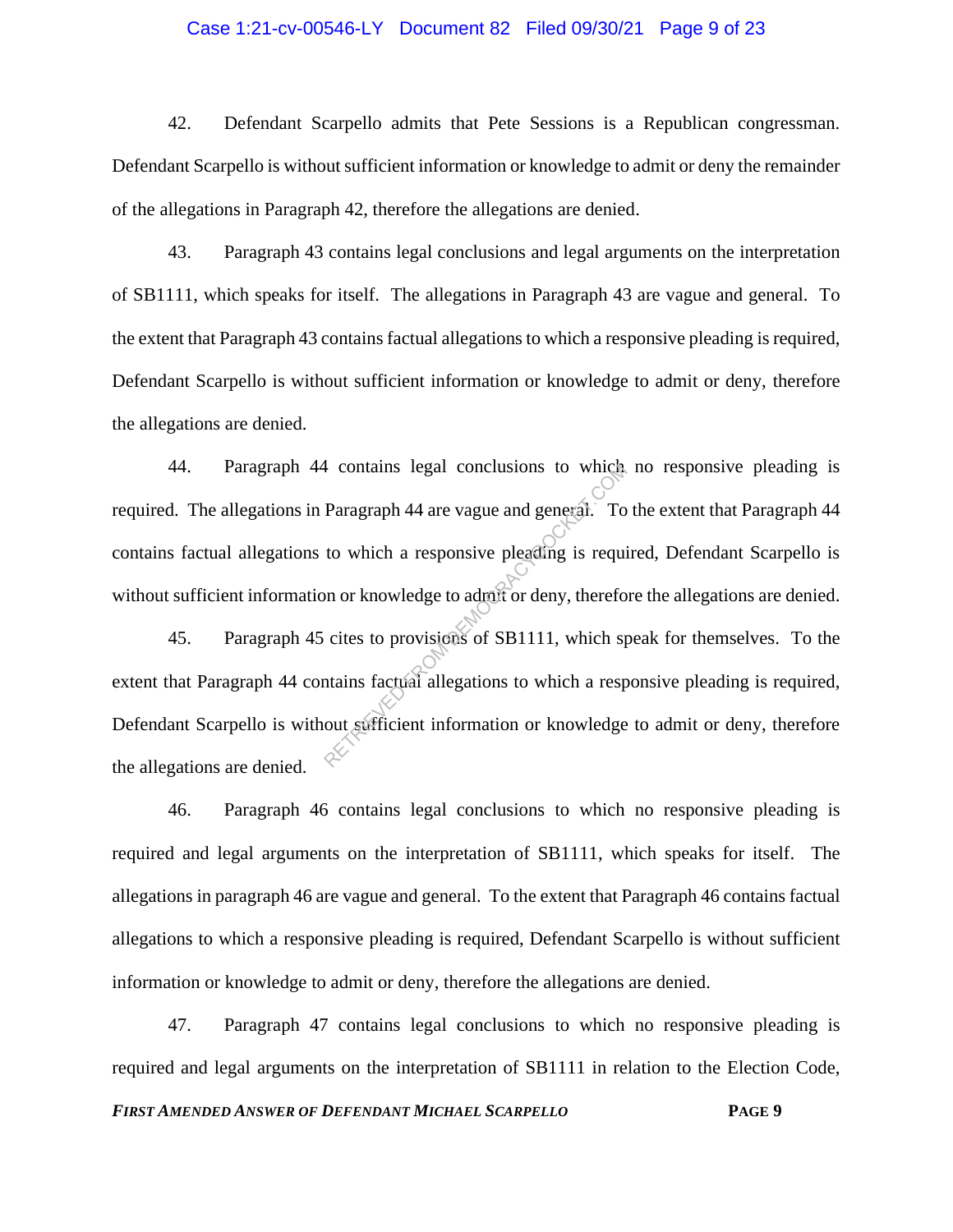42. Defendant Scarpello admits that Pete Sessions is a Republican congressman. Defendant Scarpello is without sufficient information or knowledge to admit or deny the remainder of the allegations in Paragraph 42, therefore the allegations are denied.

43. Paragraph 43 contains legal conclusions and legal arguments on the interpretation of SB1111, which speaks for itself. The allegations in Paragraph 43 are vague and general. To the extent that Paragraph 43 contains factual allegations to which a responsive pleading is required, Defendant Scarpello is without sufficient information or knowledge to admit or deny, therefore the allegations are denied.

44. Paragraph 44 contains legal conclusions to which no responsive pleading is required. The allegations in Paragraph 44 are vague and general. To the extent that Paragraph 44 contains factual allegations to which a responsive pleading is required, Defendant Scarpello is without sufficient information or knowledge to admit or deny, therefore the allegations are denied.

45. Paragraph 45 cites to provisions of SB1111, which speak for themselves. To the extent that Paragraph 44 contains factual allegations to which a responsive pleading is required, Defendant Scarpello is without sufficient information or knowledge to admit or deny, therefore the allegations are denied.

46. Paragraph 46 contains legal conclusions to which no responsive pleading is required and legal arguments on the interpretation of SB1111, which speaks for itself. The allegations in paragraph 46 are vague and general. To the extent that Paragraph 46 contains factual allegations to which a responsive pleading is required, Defendant Scarpello is without sufficient information or knowledge to admit or deny, therefore the allegations are denied.

47. Paragraph 47 contains legal conclusions to which no responsive pleading is required and legal arguments on the interpretation of SB1111 in relation to the Election Code,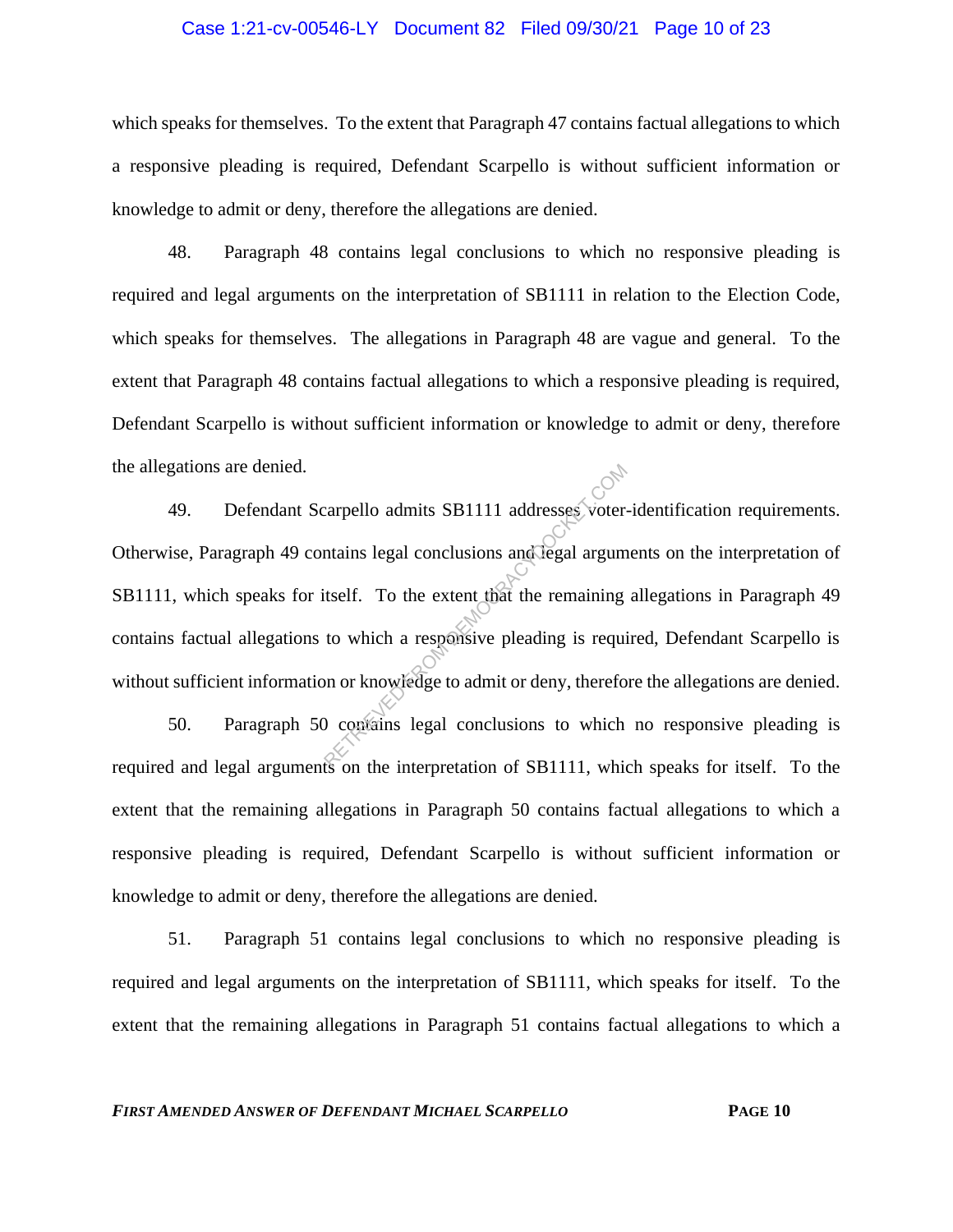which speaks for themselves. To the extent that Paragraph 47 contains factual allegations to which a responsive pleading is required, Defendant Scarpello is without sufficient information or knowledge to admit or deny, therefore the allegations are denied.

48. Paragraph 48 contains legal conclusions to which no responsive pleading is required and legal arguments on the interpretation of SB1111 in relation to the Election Code, which speaks for themselves. The allegations in Paragraph 48 are vague and general. To the extent that Paragraph 48 contains factual allegations to which a responsive pleading is required, Defendant Scarpello is without sufficient information or knowledge to admit or deny, therefore the allegations are denied.

49. Defendant Scarpello admits SB1111 addresses voter-identification requirements. Otherwise, Paragraph 49 contains legal conclusions and legal arguments on the interpretation of SB1111, which speaks for itself. To the extent that the remaining allegations in Paragraph 49 contains factual allegations to which a responsive pleading is required, Defendant Scarpello is without sufficient information or knowledge to admit or deny, therefore the allegations are denied.

50. Paragraph 50 contains legal conclusions to which no responsive pleading is required and legal arguments on the interpretation of SB1111, which speaks for itself. To the extent that the remaining allegations in Paragraph 50 contains factual allegations to which a responsive pleading is required, Defendant Scarpello is without sufficient information or knowledge to admit or deny, therefore the allegations are denied.

51. Paragraph 51 contains legal conclusions to which no responsive pleading is required and legal arguments on the interpretation of SB1111, which speaks for itself. To the extent that the remaining allegations in Paragraph 51 contains factual allegations to which a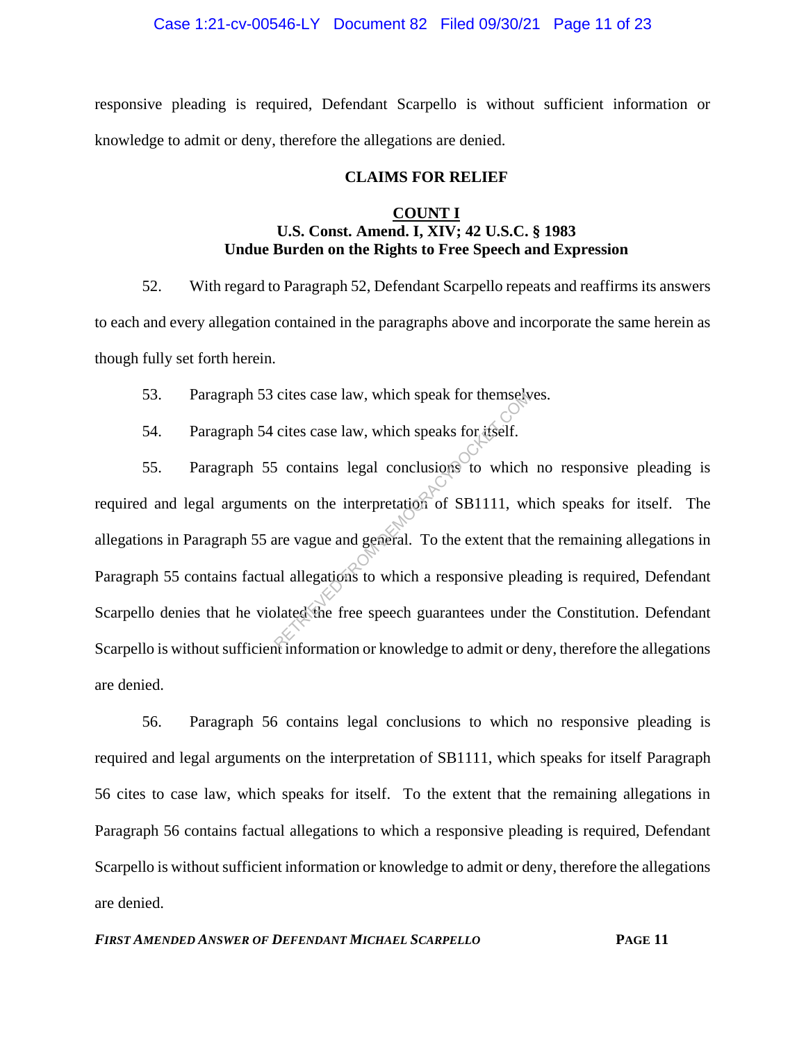responsive pleading is required, Defendant Scarpello is without sufficient information or knowledge to admit or deny, therefore the allegations are denied.

## CLAIMS FOR RELIEF

### COUNT I
### U.S. Const. Amend. I, XIV; 42 U.S.C. § 1983
### Undue Burden on the Rights to Free Speech and Expression

52. With regard to Paragraph 52, Defendant Scarpello repeats and reaffirms its answers to each and every allegation contained in the paragraphs above and incorporate the same herein as though fully set forth herein.

53. Paragraph 53 cites case law, which speak for themselves.

54. Paragraph 54 cites case law, which speaks for itself.

55. Paragraph 55 contains legal conclusions to which no responsive pleading is required and legal arguments on the interpretation of SB1111, which speaks for itself. The allegations in Paragraph 55 are vague and general. To the extent that the remaining allegations in Paragraph 55 contains factual allegations to which a responsive pleading is required, Defendant Scarpello denies that he violated the free speech guarantees under the Constitution. Defendant Scarpello is without sufficient information or knowledge to admit or deny, therefore the allegations are denied.

56. Paragraph 56 contains legal conclusions to which no responsive pleading is required and legal arguments on the interpretation of SB1111, which speaks for itself Paragraph 56 cites to case law, which speaks for itself. To the extent that the remaining allegations in Paragraph 56 contains factual allegations to which a responsive pleading is required, Defendant Scarpello is without sufficient information or knowledge to admit or deny, therefore the allegations are denied.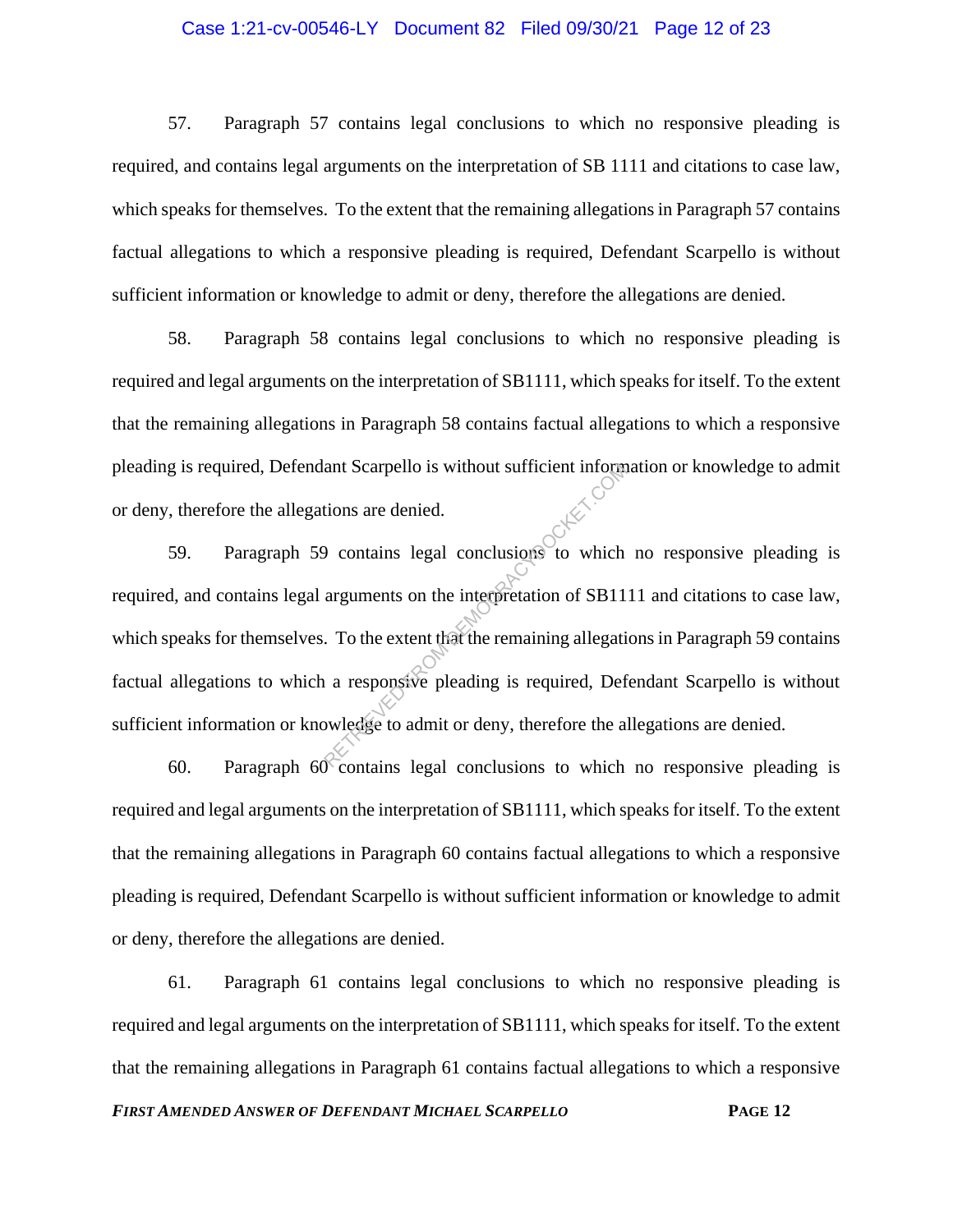57. Paragraph 57 contains legal conclusions to which no responsive pleading is required, and contains legal arguments on the interpretation of SB 1111 and citations to case law, which speaks for themselves. To the extent that the remaining allegations in Paragraph 57 contains factual allegations to which a responsive pleading is required, Defendant Scarpello is without sufficient information or knowledge to admit or deny, therefore the allegations are denied.

58. Paragraph 58 contains legal conclusions to which no responsive pleading is required and legal arguments on the interpretation of SB1111, which speaks for itself. To the extent that the remaining allegations in Paragraph 58 contains factual allegations to which a responsive pleading is required, Defendant Scarpello is without sufficient information or knowledge to admit or deny, therefore the allegations are denied.

59. Paragraph 59 contains legal conclusions to which no responsive pleading is required, and contains legal arguments on the interpretation of SB1111 and citations to case law, which speaks for themselves. To the extent that the remaining allegations in Paragraph 59 contains factual allegations to which a responsive pleading is required, Defendant Scarpello is without sufficient information or knowledge to admit or deny, therefore the allegations are denied.

60. Paragraph 60 contains legal conclusions to which no responsive pleading is required and legal arguments on the interpretation of SB1111, which speaks for itself. To the extent that the remaining allegations in Paragraph 60 contains factual allegations to which a responsive pleading is required, Defendant Scarpello is without sufficient information or knowledge to admit or deny, therefore the allegations are denied.

61. Paragraph 61 contains legal conclusions to which no responsive pleading is required and legal arguments on the interpretation of SB1111, which speaks for itself. To the extent that the remaining allegations in Paragraph 61 contains factual allegations to which a responsive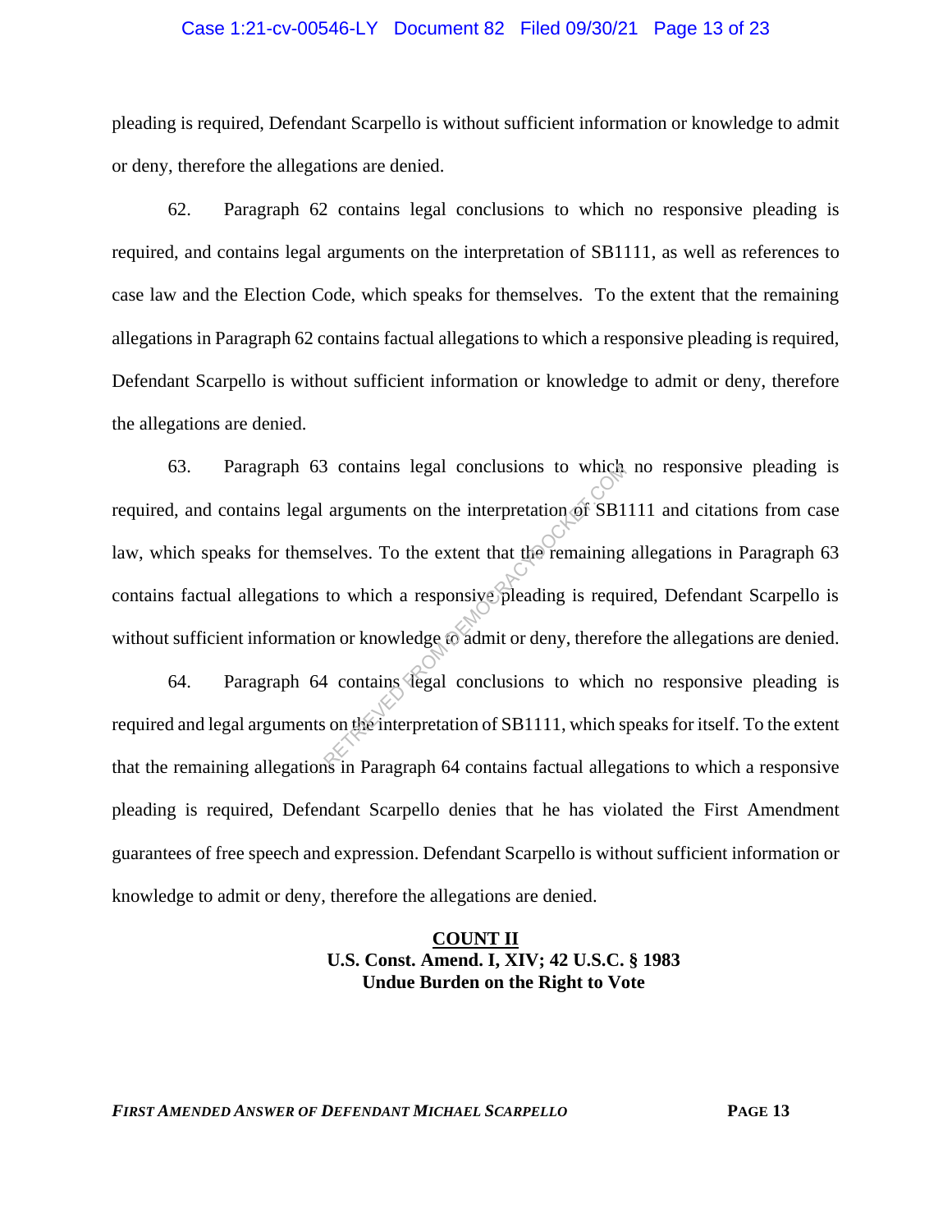pleading is required, Defendant Scarpello is without sufficient information or knowledge to admit or deny, therefore the allegations are denied.

62. Paragraph 62 contains legal conclusions to which no responsive pleading is required, and contains legal arguments on the interpretation of SB1111, as well as references to case law and the Election Code, which speaks for themselves. To the extent that the remaining allegations in Paragraph 62 contains factual allegations to which a responsive pleading is required, Defendant Scarpello is without sufficient information or knowledge to admit or deny, therefore the allegations are denied.

63. Paragraph 63 contains legal conclusions to which no responsive pleading is required, and contains legal arguments on the interpretation of SB1111 and citations from case law, which speaks for themselves. To the extent that the remaining allegations in Paragraph 63 contains factual allegations to which a responsive pleading is required, Defendant Scarpello is without sufficient information or knowledge to admit or deny, therefore the allegations are denied.

64. Paragraph 64 contains legal conclusions to which no responsive pleading is required and legal arguments on the interpretation of SB1111, which speaks for itself. To the extent that the remaining allegations in Paragraph 64 contains factual allegations to which a responsive pleading is required, Defendant Scarpello denies that he has violated the First Amendment guarantees of free speech and expression. Defendant Scarpello is without sufficient information or knowledge to admit or deny, therefore the allegations are denied.

## COUNT II
**U.S. Const. Amend. I, XIV; 42 U.S.C. § 1983**
**Undue Burden on the Right to Vote**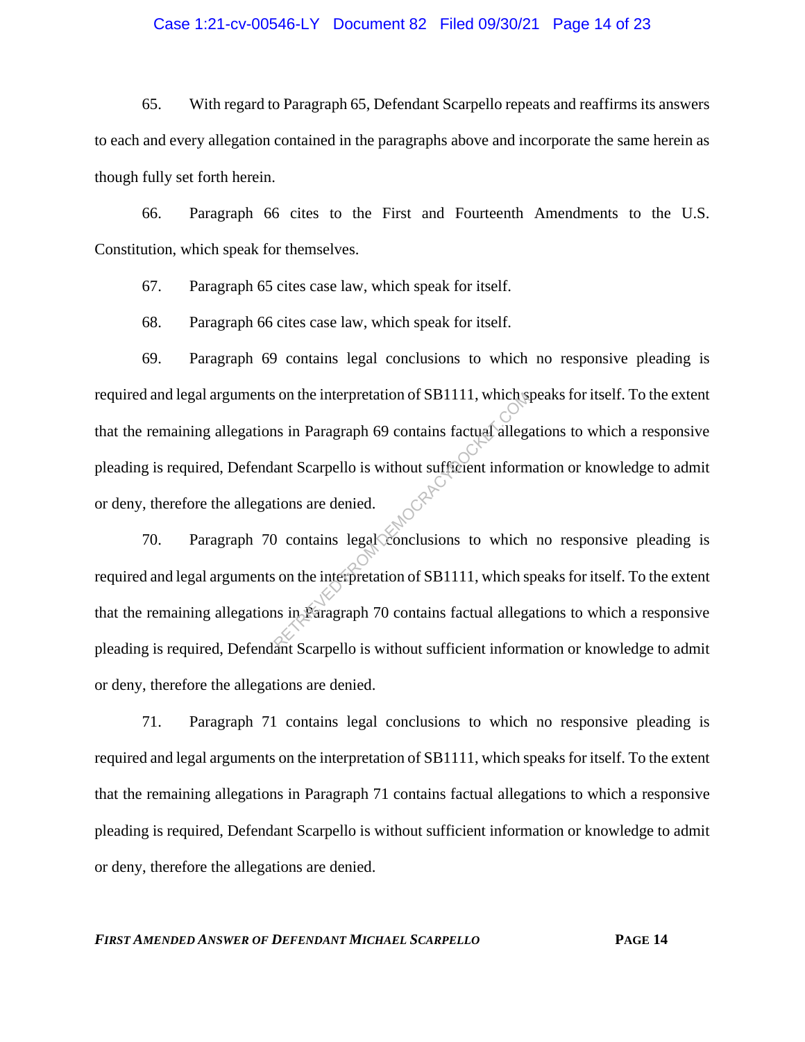65. With regard to Paragraph 65, Defendant Scarpello repeats and reaffirms its answers to each and every allegation contained in the paragraphs above and incorporate the same herein as though fully set forth herein.

66. Paragraph 66 cites to the First and Fourteenth Amendments to the U.S. Constitution, which speak for themselves.

67. Paragraph 65 cites case law, which speak for itself.

68. Paragraph 66 cites case law, which speak for itself.

69. Paragraph 69 contains legal conclusions to which no responsive pleading is required and legal arguments on the interpretation of SB1111, which speaks for itself. To the extent that the remaining allegations in Paragraph 69 contains factual allegations to which a responsive pleading is required, Defendant Scarpello is without sufficient information or knowledge to admit or deny, therefore the allegations are denied.

70. Paragraph 70 contains legal conclusions to which no responsive pleading is required and legal arguments on the interpretation of SB1111, which speaks for itself. To the extent that the remaining allegations in Paragraph 70 contains factual allegations to which a responsive pleading is required, Defendant Scarpello is without sufficient information or knowledge to admit or deny, therefore the allegations are denied.

71. Paragraph 71 contains legal conclusions to which no responsive pleading is required and legal arguments on the interpretation of SB1111, which speaks for itself. To the extent that the remaining allegations in Paragraph 71 contains factual allegations to which a responsive pleading is required, Defendant Scarpello is without sufficient information or knowledge to admit or deny, therefore the allegations are denied.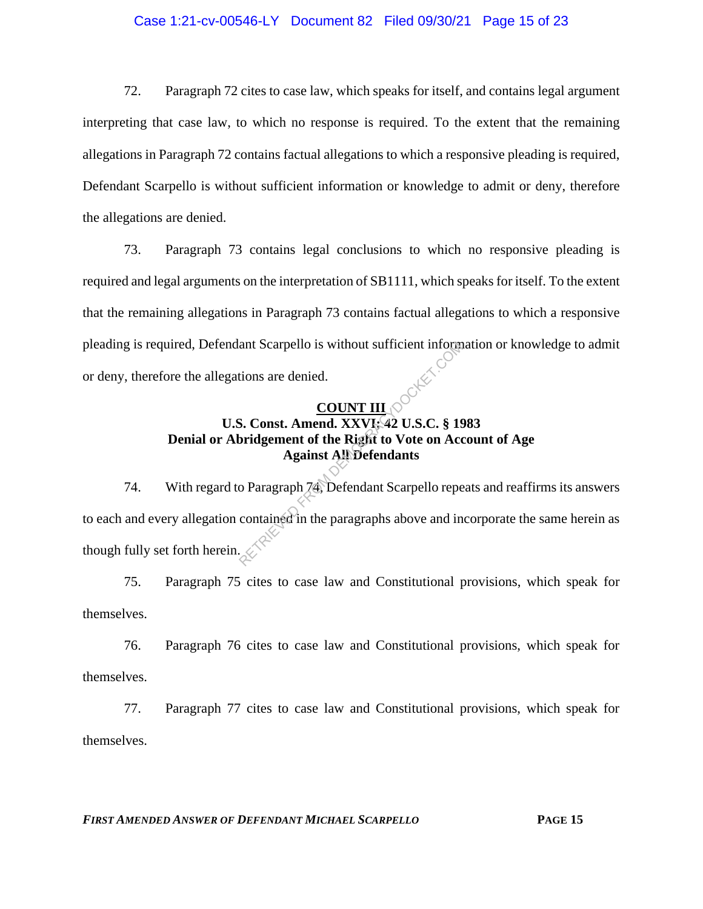72. Paragraph 72 cites to case law, which speaks for itself, and contains legal argument interpreting that case law, to which no response is required. To the extent that the remaining allegations in Paragraph 72 contains factual allegations to which a responsive pleading is required, Defendant Scarpello is without sufficient information or knowledge to admit or deny, therefore the allegations are denied.

73. Paragraph 73 contains legal conclusions to which no responsive pleading is required and legal arguments on the interpretation of SB1111, which speaks for itself. To the extent that the remaining allegations in Paragraph 73 contains factual allegations to which a responsive pleading is required, Defendant Scarpello is without sufficient information or knowledge to admit or deny, therefore the allegations are denied.

## COUNT III
### U.S. Const. Amend. XXVI; 42 U.S.C. § 1983
### Denial or Abridgement of the Right to Vote on Account of Age
### Against All Defendants

74. With regard to Paragraph 74, Defendant Scarpello repeats and reaffirms its answers to each and every allegation contained in the paragraphs above and incorporate the same herein as though fully set forth herein.

75. Paragraph 75 cites to case law and Constitutional provisions, which speak for themselves.

76. Paragraph 76 cites to case law and Constitutional provisions, which speak for themselves.

77. Paragraph 77 cites to case law and Constitutional provisions, which speak for themselves.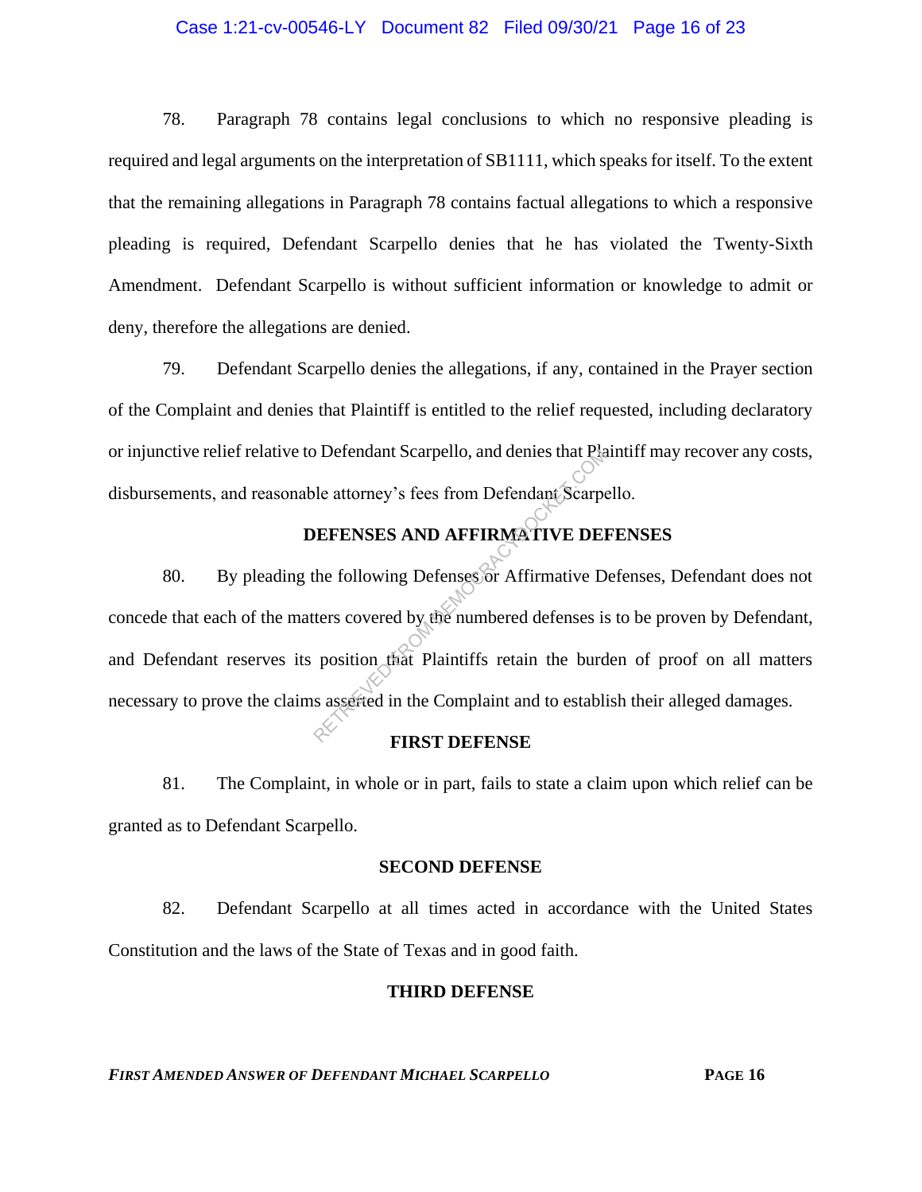78. Paragraph 78 contains legal conclusions to which no responsive pleading is required and legal arguments on the interpretation of SB1111, which speaks for itself. To the extent that the remaining allegations in Paragraph 78 contains factual allegations to which a responsive pleading is required, Defendant Scarpello denies that he has violated the Twenty-Sixth Amendment. Defendant Scarpello is without sufficient information or knowledge to admit or deny, therefore the allegations are denied.

79. Defendant Scarpello denies the allegations, if any, contained in the Prayer section of the Complaint and denies that Plaintiff is entitled to the relief requested, including declaratory or injunctive relief relative to Defendant Scarpello, and denies that Plaintiff may recover any costs, disbursements, and reasonable attorney's fees from Defendant Scarpello.

## DEFENSES AND AFFIRMATIVE DEFENSES

80. By pleading the following Defenses or Affirmative Defenses, Defendant does not concede that each of the matters covered by the numbered defenses is to be proven by Defendant, and Defendant reserves its position that Plaintiffs retain the burden of proof on all matters necessary to prove the claims asserted in the Complaint and to establish their alleged damages.

### FIRST DEFENSE

81. The Complaint, in whole or in part, fails to state a claim upon which relief can be granted as to Defendant Scarpello.

### SECOND DEFENSE

82. Defendant Scarpello at all times acted in accordance with the United States Constitution and the laws of the State of Texas and in good faith.

### THIRD DEFENSE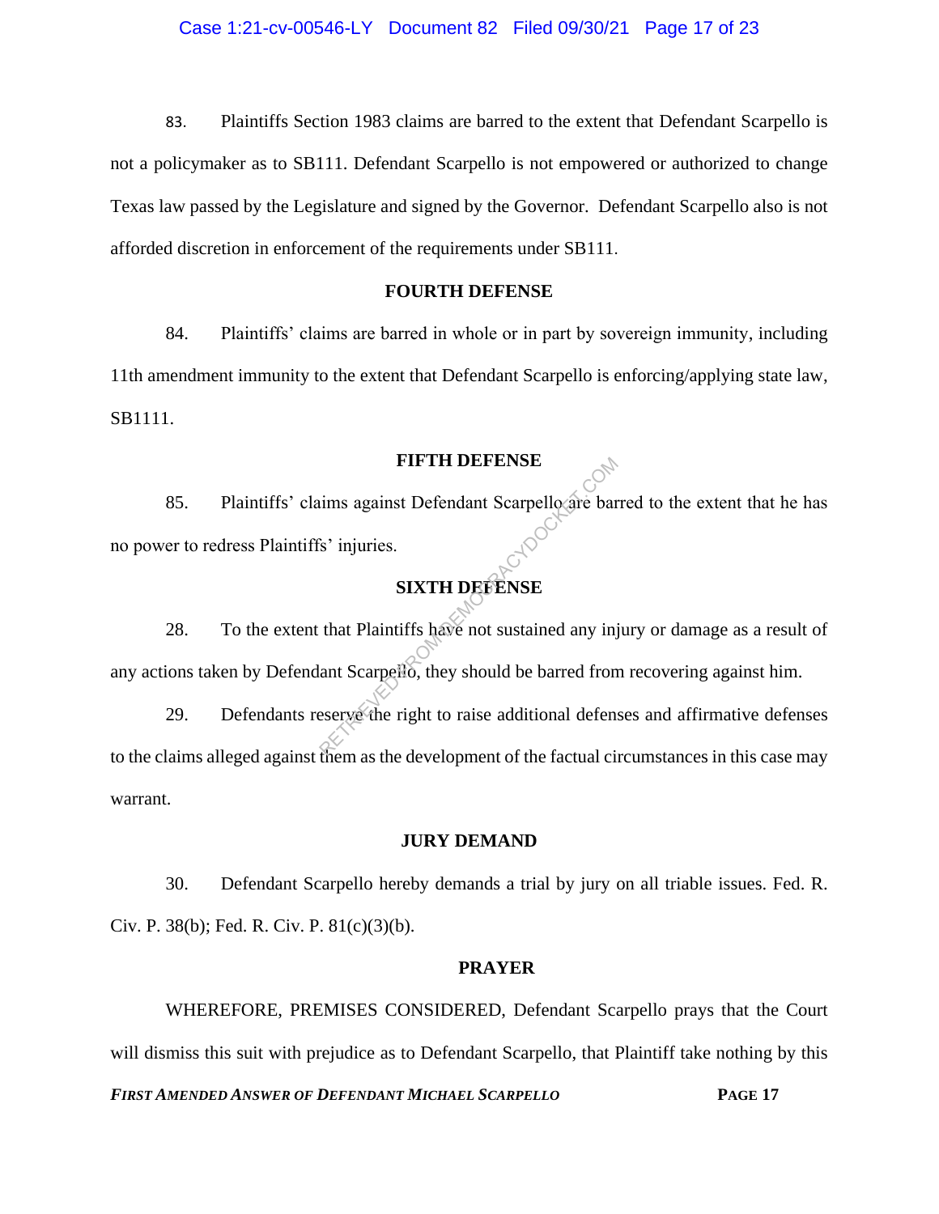83. Plaintiffs Section 1983 claims are barred to the extent that Defendant Scarpello is not a policymaker as to SB111. Defendant Scarpello is not empowered or authorized to change Texas law passed by the Legislature and signed by the Governor. Defendant Scarpello also is not afforded discretion in enforcement of the requirements under SB111.

**FOURTH DEFENSE**

84. Plaintiffs' claims are barred in whole or in part by sovereign immunity, including 11th amendment immunity to the extent that Defendant Scarpello is enforcing/applying state law, SB1111.

**FIFTH DEFENSE**

85. Plaintiffs' claims against Defendant Scarpello are barred to the extent that he has no power to redress Plaintiffs' injuries.

**SIXTH DEFENSE**

28. To the extent that Plaintiffs have not sustained any injury or damage as a result of any actions taken by Defendant Scarpello, they should be barred from recovering against him.

29. Defendants reserve the right to raise additional defenses and affirmative defenses to the claims alleged against them as the development of the factual circumstances in this case may warrant.

**JURY DEMAND**

30. Defendant Scarpello hereby demands a trial by jury on all triable issues. Fed. R. Civ. P. 38(b); Fed. R. Civ. P. 81(c)(3)(b).

**PRAYER**

WHEREFORE, PREMISES CONSIDERED, Defendant Scarpello prays that the Court will dismiss this suit with prejudice as to Defendant Scarpello, that Plaintiff take nothing by this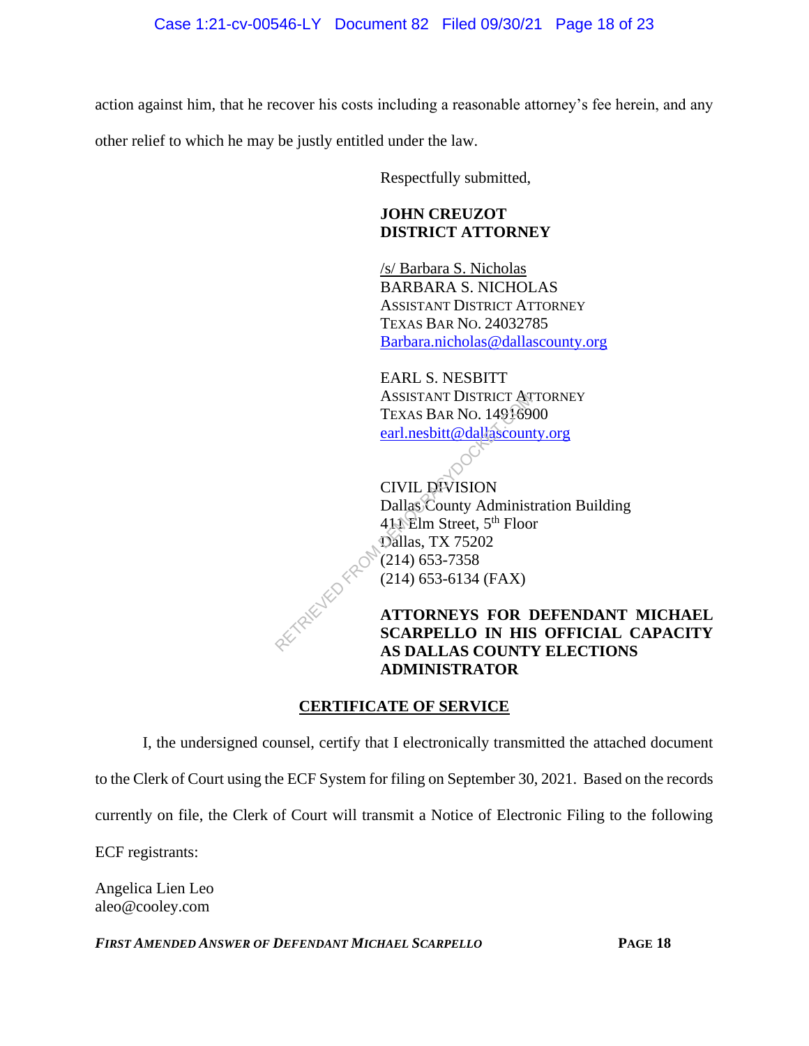action against him, that he recover his costs including a reasonable attorney's fee herein, and any other relief to which he may be justly entitled under the law.

Respectfully submitted,

**JOHN CREUZOT**
**DISTRICT ATTORNEY**

/s/ Barbara S. Nicholas
BARBARA S. NICHOLAS
ASSISTANT DISTRICT ATTORNEY
TEXAS BAR NO. 24032785
Barbara.nicholas@dallascounty.org

EARL S. NESBITT
ASSISTANT DISTRICT ATTORNEY
TEXAS BAR NO. 14916900
earl.nesbitt@dallascounty.org

CIVIL DIVISION
Dallas County Administration Building
411 Elm Street, 5th Floor
Dallas, TX 75202
(214) 653-7358
(214) 653-6134 (FAX)

**ATTORNEYS FOR DEFENDANT MICHAEL SCARPELLO IN HIS OFFICIAL CAPACITY AS DALLAS COUNTY ELECTIONS ADMINISTRATOR**

## CERTIFICATE OF SERVICE

I, the undersigned counsel, certify that I electronically transmitted the attached document to the Clerk of Court using the ECF System for filing on September 30, 2021. Based on the records currently on file, the Clerk of Court will transmit a Notice of Electronic Filing to the following ECF registrants:

Angelica Lien Leo
aleo@cooley.com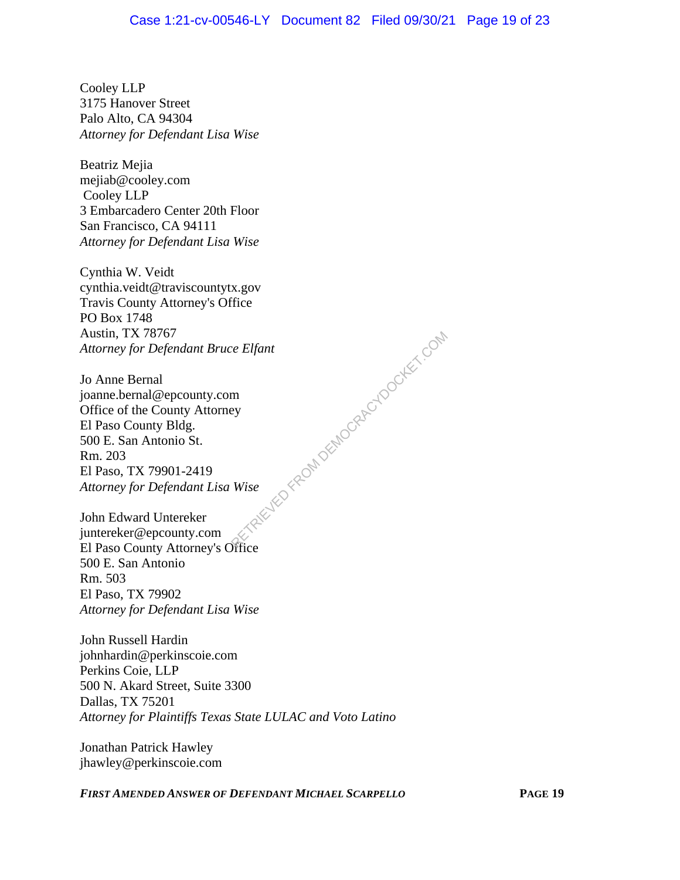Cooley LLP
3175 Hanover Street
Palo Alto, CA 94304
*Attorney for Defendant Lisa Wise*

Beatriz Mejia
mejiab@cooley.com
Cooley LLP
3 Embarcadero Center 20th Floor
San Francisco, CA 94111
*Attorney for Defendant Lisa Wise*

Cynthia W. Veidt
cynthia.veidt@traviscountytx.gov
Travis County Attorney's Office
PO Box 1748
Austin, TX 78767
*Attorney for Defendant Bruce Elfant*

Jo Anne Bernal
joanne.bernal@epcounty.com
Office of the County Attorney
El Paso County Bldg.
500 E. San Antonio St.
Rm. 203
El Paso, TX 79901-2419
*Attorney for Defendant Lisa Wise*

John Edward Untereker
juntereker@epcounty.com
El Paso County Attorney's Office
500 E. San Antonio
Rm. 503
El Paso, TX 79902
*Attorney for Defendant Lisa Wise*

John Russell Hardin
johnhardin@perkinscoie.com
Perkins Coie, LLP
500 N. Akard Street, Suite 3300
Dallas, TX 75201
*Attorney for Plaintiffs Texas State LULAC and Voto Latino*

Jonathan Patrick Hawley
jhawley@perkinscoie.com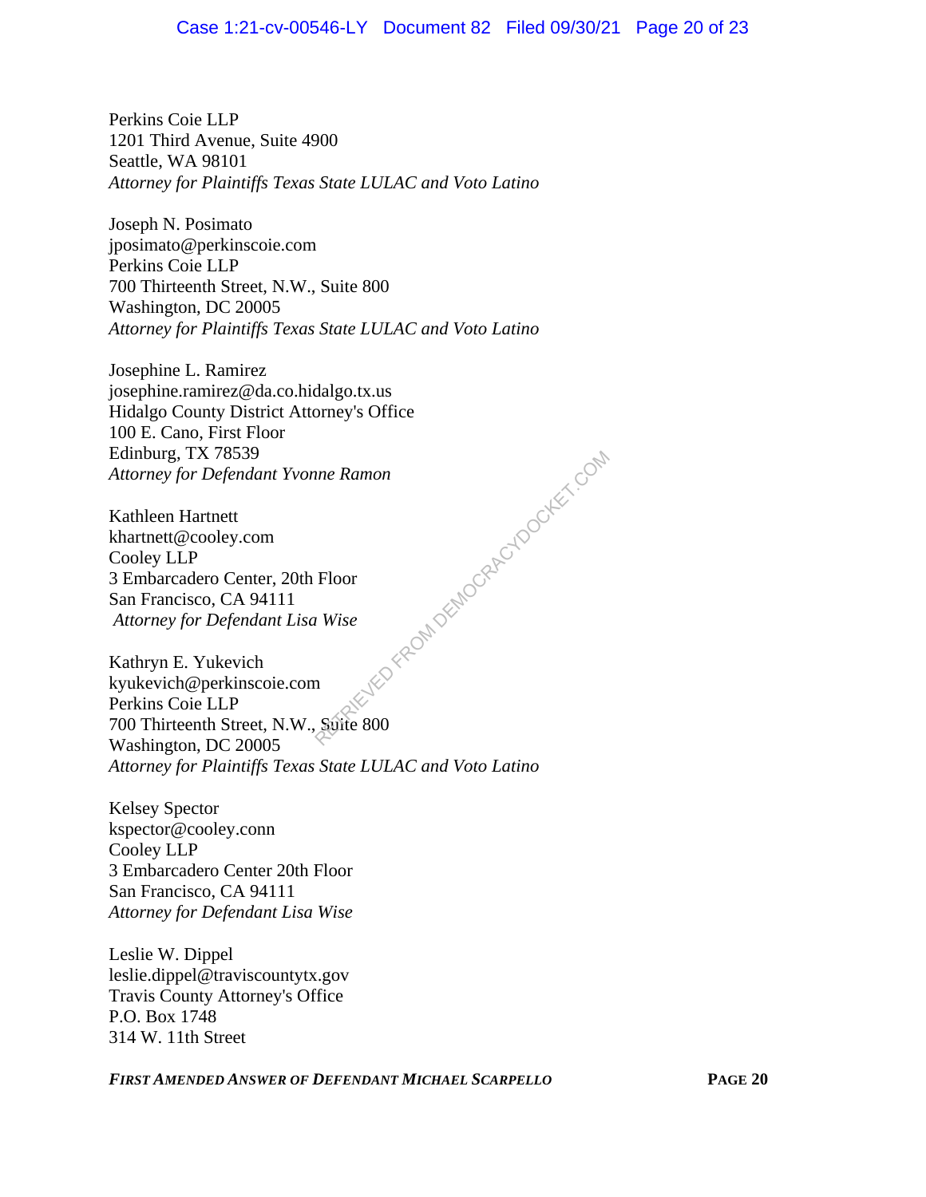Perkins Coie LLP
1201 Third Avenue, Suite 4900
Seattle, WA 98101
*Attorney for Plaintiffs Texas State LULAC and Voto Latino*

Joseph N. Posimato
jposimato@perkinscoie.com
Perkins Coie LLP
700 Thirteenth Street, N.W., Suite 800
Washington, DC 20005
*Attorney for Plaintiffs Texas State LULAC and Voto Latino*

Josephine L. Ramirez
josephine.ramirez@da.co.hidalgo.tx.us
Hidalgo County District Attorney's Office
100 E. Cano, First Floor
Edinburg, TX 78539
*Attorney for Defendant Yvonne Ramon*

Kathleen Hartnett
khartnett@cooley.com
Cooley LLP
3 Embarcadero Center, 20th Floor
San Francisco, CA 94111
*Attorney for Defendant Lisa Wise*

Kathryn E. Yukevich
kyukevich@perkinscoie.com
Perkins Coie LLP
700 Thirteenth Street, N.W., Suite 800
Washington, DC 20005
*Attorney for Plaintiffs Texas State LULAC and Voto Latino*

Kelsey Spector
kspector@cooley.conn
Cooley LLP
3 Embarcadero Center 20th Floor
San Francisco, CA 94111
*Attorney for Defendant Lisa Wise*

Leslie W. Dippel
leslie.dippel@traviscountytx.gov
Travis County Attorney's Office
P.O. Box 1748
314 W. 11th Street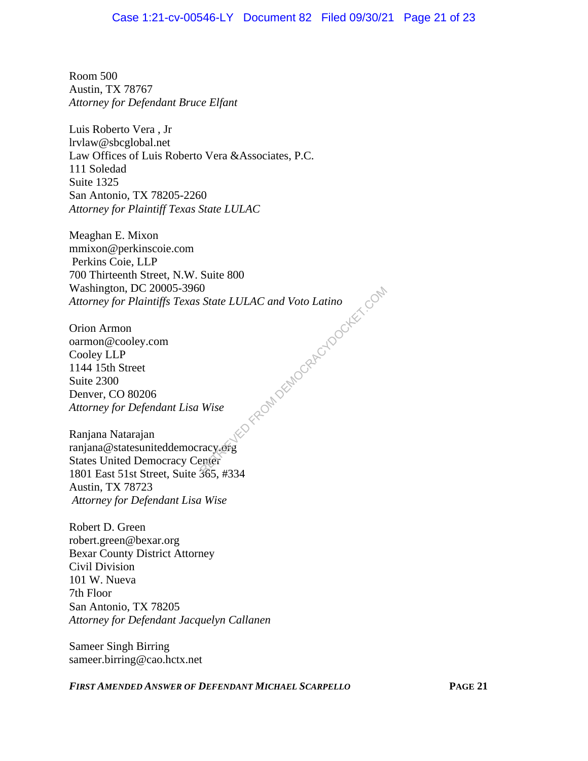Room 500
Austin, TX 78767
*Attorney for Defendant Bruce Elfant*

Luis Roberto Vera , Jr
lrvlaw@sbcglobal.net
Law Offices of Luis Roberto Vera &Associates, P.C.
111 Soledad
Suite 1325
San Antonio, TX 78205-2260
*Attorney for Plaintiff Texas State LULAC*

Meaghan E. Mixon
mmixon@perkinscoie.com
Perkins Coie, LLP
700 Thirteenth Street, N.W. Suite 800
Washington, DC 20005-3960
*Attorney for Plaintiffs Texas State LULAC and Voto Latino*

Orion Armon
oarmon@cooley.com
Cooley LLP
1144 15th Street
Suite 2300
Denver, CO 80206
*Attorney for Defendant Lisa Wise*

Ranjana Natarajan
ranjana@statesuniteddemocracy.org
States United Democracy Center
1801 East 51st Street, Suite 365, #334
Austin, TX 78723
*Attorney for Defendant Lisa Wise*

Robert D. Green
robert.green@bexar.org
Bexar County District Attorney
Civil Division
101 W. Nueva
7th Floor
San Antonio, TX 78205
*Attorney for Defendant Jacquelyn Callanen*

Sameer Singh Birring
sameer.birring@cao.hctx.net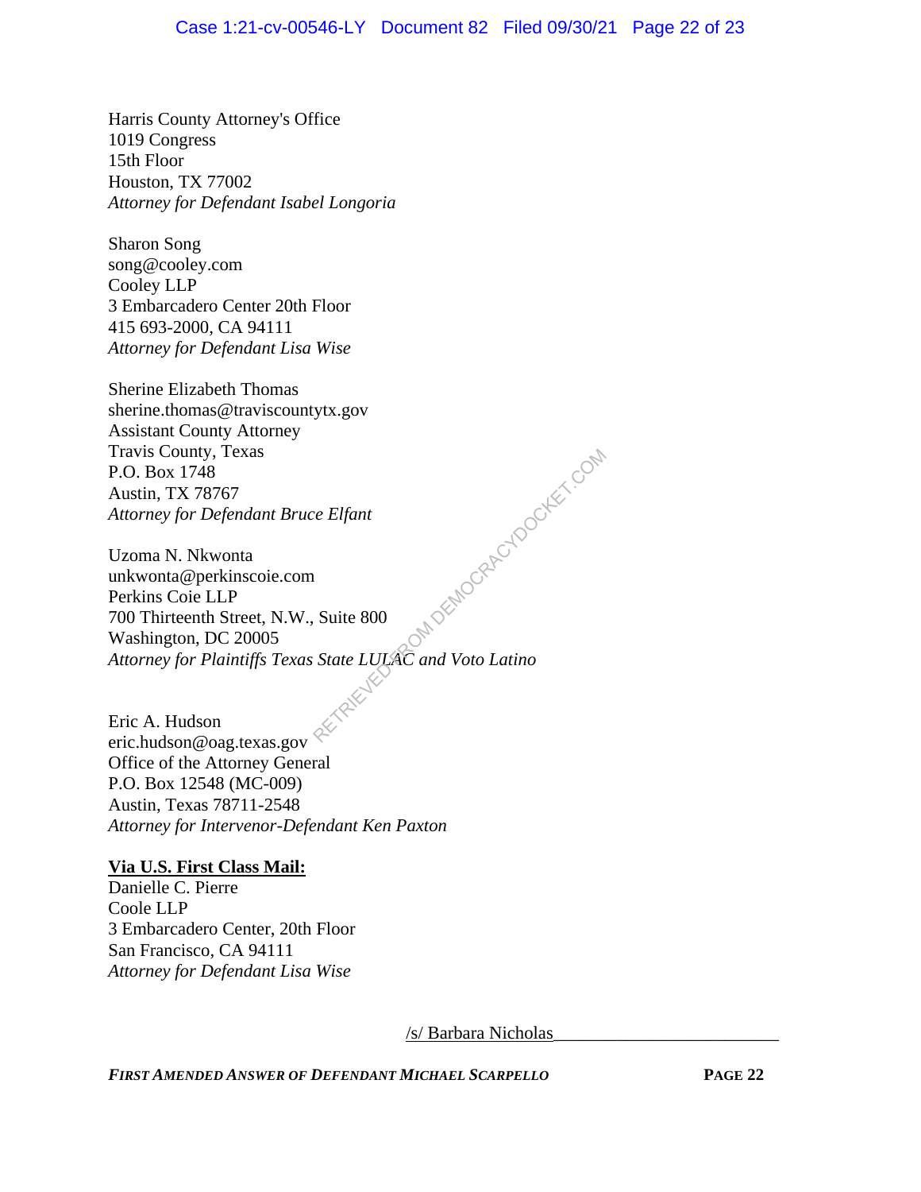Harris County Attorney's Office
1019 Congress
15th Floor
Houston, TX 77002
*Attorney for Defendant Isabel Longoria*

Sharon Song
song@cooley.com
Cooley LLP
3 Embarcadero Center 20th Floor
415 693-2000, CA 94111
*Attorney for Defendant Lisa Wise*

Sherine Elizabeth Thomas
sherine.thomas@traviscountytx.gov
Assistant County Attorney
Travis County, Texas
P.O. Box 1748
Austin, TX 78767
*Attorney for Defendant Bruce Elfant*

Uzoma N. Nkwonta
unkwonta@perkinscoie.com
Perkins Coie LLP
700 Thirteenth Street, N.W., Suite 800
Washington, DC 20005
*Attorney for Plaintiffs Texas State LULAC and Voto Latino*

Eric A. Hudson
eric.hudson@oag.texas.gov
Office of the Attorney General
P.O. Box 12548 (MC-009)
Austin, Texas 78711-2548
*Attorney for Intervenor-Defendant Ken Paxton*

**Via U.S. First Class Mail:**
Danielle C. Pierre
Coole LLP
3 Embarcadero Center, 20th Floor
San Francisco, CA 94111
*Attorney for Defendant Lisa Wise*

/s/ Barbara Nicholas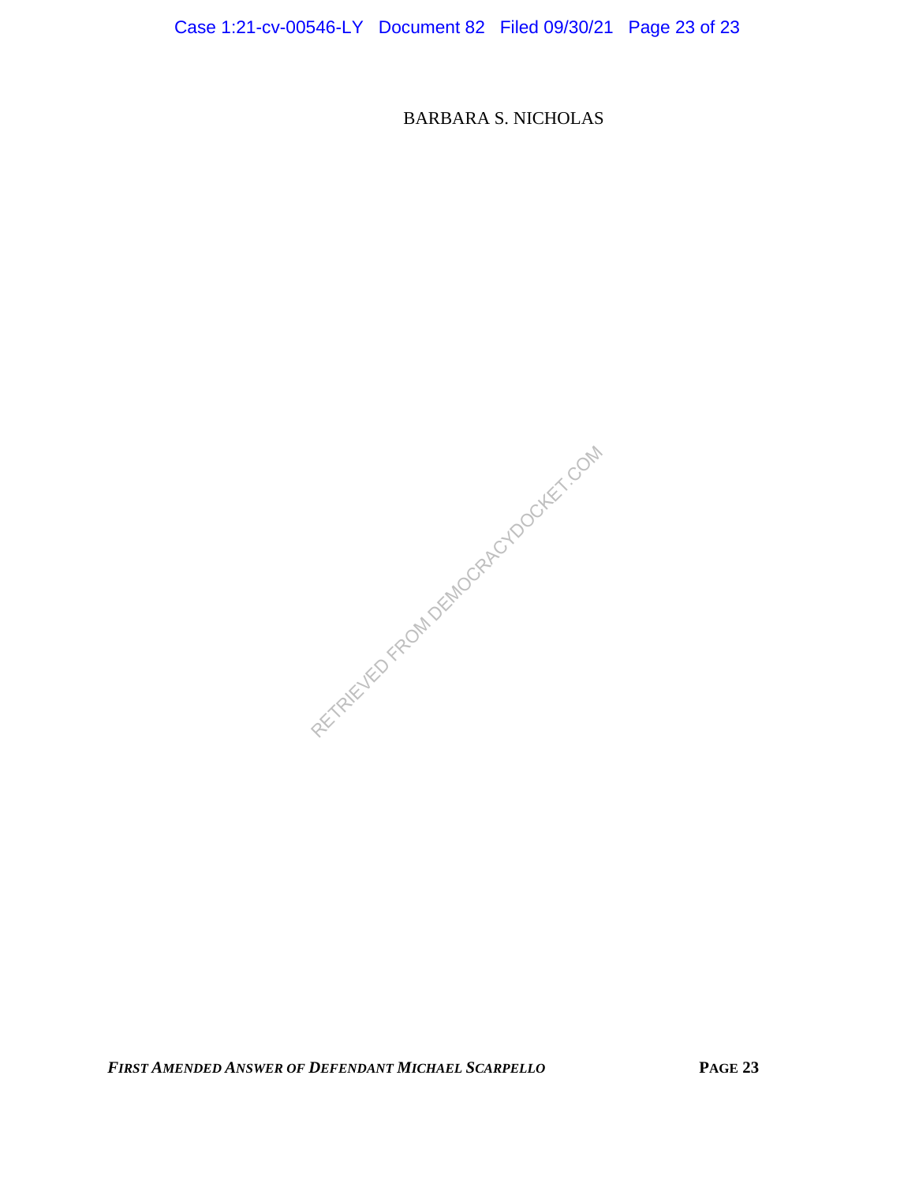BARBARA S. NICHOLAS